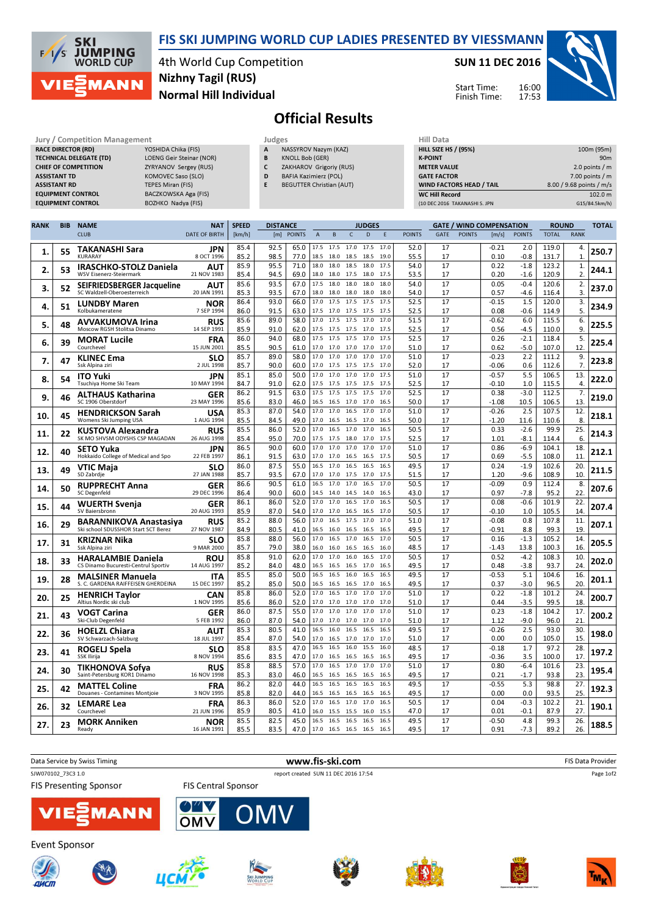# FIS SKI JUMPING WORLD CUP LADIES PRESENTED BY VIESSMANN

4th World Cup Competition
Nizhny Tagil (RUS)
Normal Hill Individual

**SUN 11 DEC 2016**

Start Time: 16:00
Finish Time: 17:53

## Official Results

| Jury / Competition Management | |
|---|---|
| RACE DIRECTOR (RD) | YOSHIDA Chika (FIS) |
| TECHNICAL DELEGATE (TD) | LOENG Geir Steinar (NOR) |
| CHIEF OF COMPETITION | ZYRYANOV Sergey (RUS) |
| ASSISTANT TD | KOMOVEC Saso (SLO) |
| ASSISTANT RD | TEPES Miran (FIS) |
| EQUIPMENT CONTROL | BACZKOWSKA Aga (FIS) |
| EQUIPMENT CONTROL | BOZHKO Nadya (FIS) |

| Judges | |
|---|---|
| A | NASSYROV Nazym (KAZ) |
| B | KNOLL Bob (GER) |
| C | ZAKHAROV Grigoriy (RUS) |
| D | BAFIA Kazimierz (POL) |
| E | BEGUTTER Christian (AUT) |

| Hill Data | |
|---|---|
| HILL SIZE HS / (95%) | 100m (95m) |
| K-POINT | 90m |
| METER VALUE | 2.0 points / m |
| GATE FACTOR | 7.00 points / m |
| WIND FACTORS HEAD / TAIL | 8.00 / 9.68 points / m/s |
| WC Hill Record | 102.0 m |
| (10 DEC 2016 TAKANASHI S. JPN | G15/84.5km/h) |

| RANK | BIB | NAME / CLUB | NAT / DATE OF BIRTH | SPEED [km/h] | DISTANCE [m] | DISTANCE POINTS | A | B | C | D | E | JUDGES POINTS | GATE | GATE POINTS | WIND [m/s] | WIND POINTS | ROUND TOTAL | ROUND RANK | TOTAL |
|---|---|---|---|---|---|---|---|---|---|---|---|---|---|---|---|---|---|---|---|
| 1. | 55 | TAKANASHI Sara | JPN | 85.4 | 92.5 | 65.0 | 17.5 | 17.5 | 17.0 | 17.5 | 17.0 | 52.0 | 17 | | -0.21 | 2.0 | 119.0 | 4. | 250.7 |
| | | KURARAY | 8 OCT 1996 | 85.2 | 98.5 | 77.0 | 18.5 | 18.0 | 18.5 | 18.5 | 19.0 | 55.5 | 17 | | 0.10 | -0.8 | 131.7 | 1. | |
| 2. | 53 | IRASCHKO-STOLZ Daniela | AUT | 85.9 | 95.5 | 71.0 | 18.0 | 18.0 | 18.5 | 18.0 | 17.5 | 54.0 | 17 | | 0.22 | -1.8 | 123.2 | 1. | 244.1 |
| | | WSV Eisenerz-Steiermark | 21 NOV 1983 | 85.4 | 94.5 | 69.0 | 18.0 | 18.0 | 17.5 | 18.0 | 17.5 | 53.5 | 17 | | 0.20 | -1.6 | 120.9 | 2. | |
| 3. | 52 | SEIFRIEDSBERGER Jacqueline | AUT | 85.6 | 93.5 | 67.0 | 17.5 | 18.0 | 18.0 | 18.0 | 18.0 | 54.0 | 17 | | 0.05 | -0.4 | 120.6 | 2. | 237.0 |
| | | SC Waldzell-Oberoesterreich | 20 JAN 1991 | 85.3 | 93.5 | 67.0 | 18.0 | 18.0 | 18.0 | 18.0 | 18.0 | 54.0 | 17 | | 0.57 | -4.6 | 116.4 | 3. | |
| 4. | 51 | LUNDBY Maren | NOR | 86.4 | 93.0 | 66.0 | 17.0 | 17.5 | 17.5 | 17.5 | 17.5 | 52.5 | 17 | | -0.15 | 1.5 | 120.0 | 3. | 234.9 |
| | | Kolbukameratene | 7 SEP 1994 | 86.0 | 91.5 | 63.0 | 17.5 | 17.0 | 17.5 | 17.5 | 17.5 | 52.5 | 17 | | 0.08 | -0.6 | 114.9 | 5. | |
| 5. | 48 | AVVAKUMOVA Irina | RUS | 85.6 | 89.0 | 58.0 | 17.0 | 17.5 | 17.5 | 17.0 | 17.0 | 51.5 | 17 | | -0.62 | 6.0 | 115.5 | 6. | 225.5 |
| | | Moscow RGSH Stolitsa Dinamo | 14 SEP 1991 | 85.9 | 91.0 | 62.0 | 17.5 | 17.5 | 17.5 | 17.5 | 17.5 | 52.5 | 17 | | 0.56 | -4.5 | 110.0 | 9. | |
| 6. | 39 | MORAT Lucile | FRA | 86.0 | 94.0 | 68.0 | 17.5 | 17.5 | 17.5 | 17.0 | 17.5 | 52.5 | 17 | | 0.26 | -2.1 | 118.4 | 5. | 225.4 |
| | | Courchevel | 15 JUN 2001 | 85.5 | 90.5 | 61.0 | 17.0 | 17.0 | 17.0 | 17.0 | 17.0 | 51.0 | 17 | | 0.62 | -5.0 | 107.0 | 12. | |
| 7. | 47 | KLINEC Ema | SLO | 85.7 | 89.0 | 58.0 | 17.0 | 17.0 | 17.0 | 17.0 | 17.0 | 51.0 | 17 | | -0.23 | 2.2 | 111.2 | 9. | 223.8 |
| | | Ssk Alpina ziri | 2 JUL 1998 | 85.7 | 90.0 | 60.0 | 17.0 | 17.5 | 17.5 | 17.5 | 17.0 | 52.0 | 17 | | -0.06 | 0.6 | 112.6 | 7. | |
| 8. | 54 | ITO Yuki | JPN | 85.1 | 85.0 | 50.0 | 17.0 | 17.0 | 17.0 | 17.0 | 17.5 | 51.0 | 17 | | -0.57 | 5.5 | 106.5 | 13. | 222.0 |
| | | Tsuchiya Home Ski Team | 10 MAY 1994 | 84.7 | 91.0 | 62.0 | 17.5 | 17.5 | 17.5 | 17.5 | 17.5 | 52.5 | 17 | | -0.10 | 1.0 | 115.5 | 4. | |
| 9. | 46 | ALTHAUS Katharina | GER | 86.2 | 91.5 | 63.0 | 17.5 | 17.5 | 17.5 | 17.5 | 17.0 | 52.5 | 17 | | 0.38 | -3.0 | 112.5 | 7. | 219.0 |
| | | SC 1906 Oberstdorf | 23 MAY 1996 | 85.6 | 83.0 | 46.0 | 16.5 | 16.5 | 17.0 | 17.0 | 16.5 | 50.0 | 17 | | -1.08 | 10.5 | 106.5 | 13. | |
| 10. | 45 | HENDRICKSON Sarah | USA | 85.3 | 87.0 | 54.0 | 17.0 | 17.0 | 16.5 | 17.0 | 17.0 | 51.0 | 17 | | -0.26 | 2.5 | 107.5 | 12. | 218.1 |
| | | Womens Ski Jumping USA | 1 AUG 1994 | 85.5 | 84.5 | 49.0 | 17.0 | 16.5 | 16.5 | 17.0 | 16.5 | 50.0 | 17 | | -1.20 | 11.6 | 110.6 | 8. | |
| 11. | 22 | KUSTOVA Alexandra | RUS | 85.5 | 86.0 | 52.0 | 17.0 | 16.5 | 17.0 | 17.0 | 16.5 | 50.5 | 17 | | 0.33 | -2.6 | 99.9 | 25. | 214.3 |
| | | SK MO SHVSM ODYSHS CSP MAGADAN | 26 AUG 1998 | 85.4 | 95.0 | 70.0 | 17.5 | 17.5 | 18.0 | 17.0 | 17.5 | 52.5 | 17 | | 1.01 | -8.1 | 114.4 | 6. | |
| 12. | 40 | SETO Yuka | JPN | 86.5 | 90.0 | 60.0 | 17.0 | 17.0 | 17.0 | 17.0 | 17.0 | 51.0 | 17 | | 0.86 | -6.9 | 104.1 | 18. | 212.1 |
| | | Hokkaido College of Medical and Spo | 22 FEB 1997 | 86.1 | 91.5 | 63.0 | 17.0 | 17.0 | 16.5 | 16.5 | 17.5 | 50.5 | 17 | | 0.69 | -5.5 | 108.0 | 11. | |
| 13. | 49 | VTIC Maja | SLO | 86.0 | 87.5 | 55.0 | 16.5 | 17.0 | 16.5 | 16.5 | 16.5 | 49.5 | 17 | | 0.24 | -1.9 | 102.6 | 20. | 211.5 |
| | | SD Zabrdje | 27 JAN 1988 | 85.7 | 93.5 | 67.0 | 17.0 | 17.0 | 17.5 | 17.0 | 17.5 | 51.5 | 17 | | 1.20 | -9.6 | 108.9 | 10. | |
| 14. | 50 | RUPPRECHT Anna | GER | 86.6 | 90.5 | 61.0 | 16.5 | 17.0 | 17.0 | 16.5 | 17.0 | 50.5 | 17 | | -0.09 | 0.9 | 112.4 | 8. | 207.6 |
| | | SC Degenfeld | 29 DEC 1996 | 86.4 | 90.0 | 60.0 | 14.5 | 14.0 | 14.5 | 14.0 | 16.5 | 43.0 | 17 | | 0.97 | -7.8 | 95.2 | 22. | |
| 15. | 44 | WUERTH Svenja | GER | 86.1 | 86.0 | 52.0 | 17.0 | 17.0 | 16.5 | 17.0 | 16.5 | 50.5 | 17 | | 0.08 | -0.6 | 101.9 | 22. | 207.4 |
| | | SV Baiersbronn | 20 AUG 1993 | 85.9 | 87.0 | 54.0 | 17.0 | 17.0 | 16.5 | 16.5 | 17.0 | 50.5 | 17 | | -0.10 | 1.0 | 105.5 | 14. | |
| 16. | 29 | BARANNIKOVA Anastasiya | RUS | 85.2 | 88.0 | 56.0 | 17.0 | 16.5 | 17.5 | 17.0 | 17.0 | 51.0 | 17 | | -0.08 | 0.8 | 107.8 | 11. | 207.1 |
| | | Ski school SDUSSHOR Start SCT Berez | 27 NOV 1987 | 84.9 | 80.5 | 41.0 | 16.5 | 16.0 | 16.5 | 16.5 | 16.5 | 49.5 | 17 | | -0.91 | 8.8 | 99.3 | 19. | |
| 17. | 31 | KRIZNAR Nika | SLO | 85.8 | 88.0 | 56.0 | 17.0 | 16.5 | 17.0 | 16.5 | 17.0 | 50.5 | 17 | | 0.16 | -1.3 | 105.2 | 14. | 205.5 |
| | | Ssk Alpina ziri | 9 MAR 2000 | 85.7 | 79.0 | 38.0 | 16.0 | 16.0 | 16.5 | 16.5 | 16.0 | 48.5 | 17 | | -1.43 | 13.8 | 100.3 | 16. | |
| 18. | 33 | HARALAMBIE Daniela | ROU | 85.8 | 91.0 | 62.0 | 17.0 | 17.0 | 16.0 | 16.5 | 17.0 | 50.5 | 17 | | 0.52 | -4.2 | 108.3 | 10. | 202.0 |
| | | CS Dinamo Bucuresti-Centrul Sportiv | 14 AUG 1997 | 85.2 | 84.0 | 48.0 | 16.5 | 16.5 | 16.5 | 17.0 | 16.5 | 49.5 | 17 | | 0.48 | -3.8 | 93.7 | 24. | |
| 19. | 28 | MALSINER Manuela | ITA | 85.5 | 85.0 | 50.0 | 16.5 | 16.5 | 16.0 | 16.5 | 16.5 | 49.5 | 17 | | -0.53 | 5.1 | 104.6 | 16. | 201.1 |
| | | S. C. GARDENA RAIFFEISEN GHERDEINA | 15 DEC 1997 | 85.2 | 85.0 | 50.0 | 16.5 | 16.5 | 16.5 | 17.0 | 16.5 | 49.5 | 17 | | 0.37 | -3.0 | 96.5 | 20. | |
| 20. | 25 | HENRICH Taylor | CAN | 85.8 | 86.0 | 52.0 | 17.0 | 16.5 | 17.0 | 17.0 | 17.0 | 51.0 | 17 | | 0.22 | -1.8 | 101.2 | 24. | 200.7 |
| | | Altius Nordic ski club | 1 NOV 1995 | 85.6 | 86.0 | 52.0 | 17.0 | 17.0 | 17.0 | 17.0 | 17.0 | 51.0 | 17 | | 0.44 | -3.5 | 99.5 | 18. | |
| 21. | 43 | VOGT Carina | GER | 86.0 | 87.5 | 55.0 | 17.0 | 17.0 | 17.0 | 17.0 | 17.0 | 51.0 | 17 | | 0.23 | -1.8 | 104.2 | 17. | 200.2 |
| | | Ski-Club Degenfeld | 5 FEB 1992 | 86.0 | 87.0 | 54.0 | 17.0 | 17.0 | 17.0 | 17.0 | 17.0 | 51.0 | 17 | | 1.12 | -9.0 | 96.0 | 21. | |
| 22. | 36 | HOELZL Chiara | AUT | 85.3 | 80.5 | 41.0 | 16.5 | 16.0 | 16.5 | 16.5 | 16.5 | 49.5 | 17 | | -0.26 | 2.5 | 93.0 | 30. | 198.0 |
| | | SV Schwarzach-Salzburg | 18 JUL 1997 | 85.4 | 87.0 | 54.0 | 17.0 | 16.5 | 17.0 | 17.0 | 17.0 | 51.0 | 17 | | 0.00 | 0.0 | 105.0 | 15. | |
| 23. | 41 | ROGELJ Spela | SLO | 85.8 | 83.5 | 47.0 | 16.5 | 16.5 | 16.0 | 15.5 | 16.0 | 48.5 | 17 | | -0.18 | 1.7 | 97.2 | 28. | 197.2 |
| | | SSK Ilirija | 8 NOV 1994 | 85.6 | 83.5 | 47.0 | 17.0 | 16.5 | 16.5 | 16.5 | 16.5 | 49.5 | 17 | | -0.36 | 3.5 | 100.0 | 17. | |
| 24. | 30 | TIKHONOVA Sofya | RUS | 85.8 | 88.5 | 57.0 | 17.0 | 16.5 | 17.0 | 17.0 | 17.0 | 51.0 | 17 | | 0.80 | -6.4 | 101.6 | 23. | 195.4 |
| | | Saint-Petersburg KOR1 Dinamo | 16 NOV 1998 | 85.3 | 83.0 | 46.0 | 16.5 | 16.5 | 16.5 | 16.5 | 16.5 | 49.5 | 17 | | 0.21 | -1.7 | 93.8 | 23. | |
| 25. | 42 | MATTEL Coline | FRA | 86.2 | 82.0 | 44.0 | 16.5 | 16.5 | 16.5 | 16.5 | 16.5 | 49.5 | 17 | | -0.55 | 5.3 | 98.8 | 27. | 192.3 |
| | | Douanes - Contamines Montjoie | 3 NOV 1995 | 85.8 | 82.0 | 44.0 | 16.5 | 16.5 | 16.5 | 16.5 | 16.5 | 49.5 | 17 | | 0.00 | 0.0 | 93.5 | 25. | |
| 26. | 32 | LEMARE Lea | FRA | 86.3 | 86.0 | 52.0 | 17.0 | 16.5 | 17.0 | 17.0 | 16.5 | 50.5 | 17 | | 0.04 | -0.3 | 102.2 | 21. | 190.1 |
| | | Courchevel | 21 JUN 1996 | 85.9 | 80.5 | 41.0 | 16.0 | 15.5 | 15.5 | 16.0 | 15.5 | 47.0 | 17 | | 0.01 | -0.1 | 87.9 | 27. | |
| 27. | 23 | MORK Anniken | NOR | 85.5 | 82.5 | 45.0 | 16.5 | 16.5 | 16.5 | 16.5 | 16.5 | 49.5 | 17 | | -0.50 | 4.8 | 99.3 | 26. | 188.5 |
| | | Ready | 16 JAN 1991 | 85.5 | 83.5 | 47.0 | 17.0 | 16.5 | 16.5 | 16.5 | 16.5 | 49.5 | 17 | | 0.91 | -7.3 | 89.2 | 26. | |

Data Service by Swiss Timing | www.fis-ski.com | FIS Data Provider

SJW070102_73C3 1.0 | report created SUN 11 DEC 2016 17:54

FIS Presenting Sponsor: VIESSMANN | FIS Central Sponsor: OMV

Event Sponsor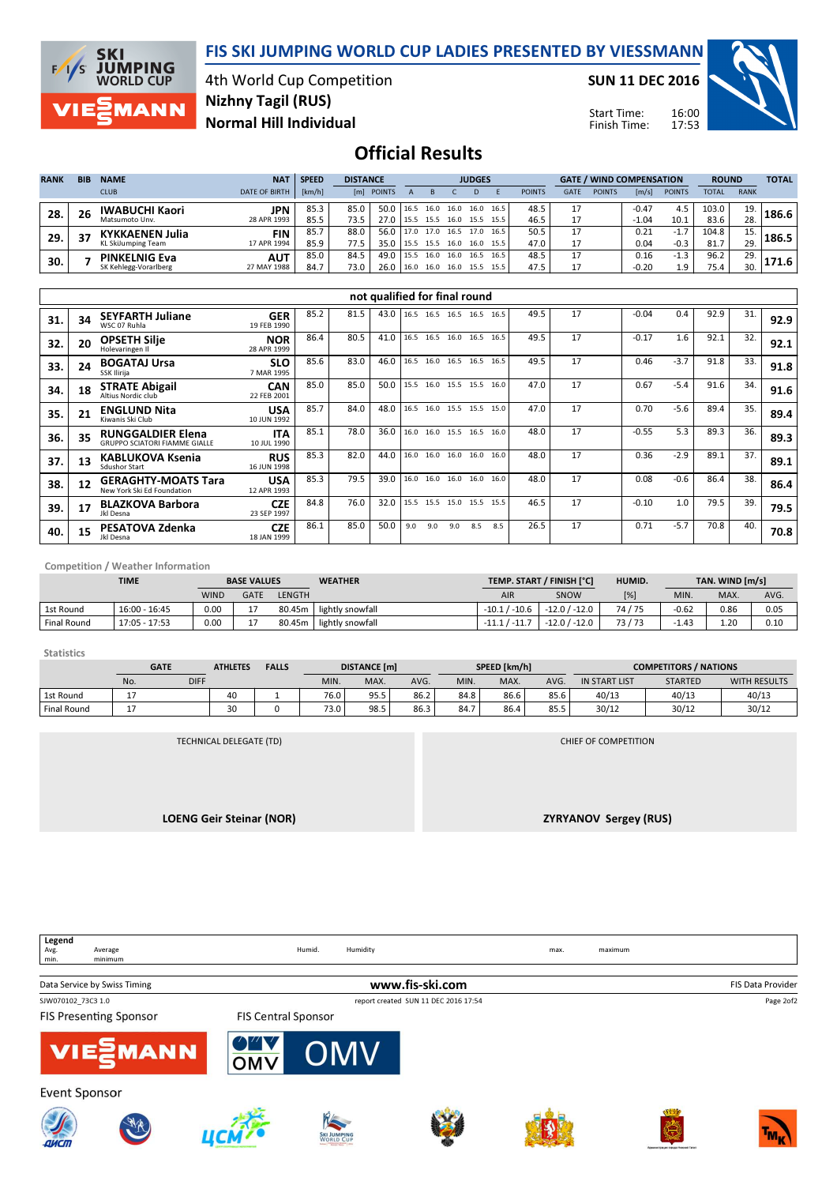# FIS SKI JUMPING WORLD CUP LADIES PRESENTED BY VIESSMANN

4th World Cup Competition
Nizhny Tagil (RUS)
Normal Hill Individual

SUN 11 DEC 2016

Start Time: 16:00
Finish Time: 17:53

## Official Results

| RANK | BIB | NAME / CLUB | NAT / DATE OF BIRTH | SPEED [km/h] | DISTANCE [m] | DISTANCE POINTS | JUDGES A | B | C | D | E | JUDGES POINTS | GATE | GATE POINTS | WIND [m/s] | WIND POINTS | ROUND TOTAL | ROUND RANK | TOTAL |
|---|---|---|---|---|---|---|---|---|---|---|---|---|---|---|---|---|---|---|---|
| 28. | 26 | IWABUCHI Kaori / Matsumoto Unv. | JPN / 28 APR 1993 | 85.3 | 85.0 | 50.0 | 16.5 | 16.0 | 16.0 | 16.0 | 16.5 | 48.5 | 17 | | -0.47 | 4.5 | 103.0 | 19. | 186.6 |
| | | | | 85.5 | 73.5 | 27.0 | 15.5 | 15.5 | 16.0 | 15.5 | 15.5 | 46.5 | 17 | | -1.04 | 10.1 | 83.6 | 28. | |
| 29. | 37 | KYKKAENEN Julia / KL SkiJumping Team | FIN / 17 APR 1994 | 85.7 | 88.0 | 56.0 | 17.0 | 17.0 | 16.5 | 17.0 | 16.5 | 50.5 | 17 | | 0.21 | -1.7 | 104.8 | 15. | 186.5 |
| | | | | 85.9 | 77.5 | 35.0 | 15.5 | 15.5 | 16.0 | 16.0 | 15.5 | 47.0 | 17 | | 0.04 | -0.3 | 81.7 | 29. | |
| 30. | 7 | PINKELNIG Eva / SK Kehlegg-Vorarlberg | AUT / 27 MAY 1988 | 85.0 | 84.5 | 49.0 | 15.5 | 16.0 | 16.0 | 16.5 | 16.5 | 48.5 | 17 | | 0.16 | -1.3 | 96.2 | 29. | 171.6 |
| | | | | 84.7 | 73.0 | 26.0 | 16.0 | 16.0 | 16.0 | 15.5 | 15.5 | 47.5 | 17 | | -0.20 | 1.9 | 75.4 | 30. | |

### not qualified for final round

| RANK | BIB | NAME / CLUB | NAT / DATE OF BIRTH | SPEED [km/h] | DISTANCE [m] | DISTANCE POINTS | JUDGES A | B | C | D | E | JUDGES POINTS | GATE | GATE POINTS | WIND [m/s] | WIND POINTS | ROUND TOTAL | ROUND RANK | TOTAL |
|---|---|---|---|---|---|---|---|---|---|---|---|---|---|---|---|---|---|---|---|
| 31. | 34 | SEYFARTH Juliane / WSC 07 Ruhla | GER / 19 FEB 1990 | 85.2 | 81.5 | 43.0 | 16.5 | 16.5 | 16.5 | 16.5 | 16.5 | 49.5 | 17 | | -0.04 | 0.4 | 92.9 | 31. | 92.9 |
| 32. | 20 | OPSETH Silje / Holevaringen Il | NOR / 28 APR 1999 | 86.4 | 80.5 | 41.0 | 16.5 | 16.5 | 16.0 | 16.5 | 16.5 | 49.5 | 17 | | -0.17 | 1.6 | 92.1 | 32. | 92.1 |
| 33. | 24 | BOGATAJ Ursa / SSK Ilirija | SLO / 7 MAR 1995 | 85.6 | 83.0 | 46.0 | 16.5 | 16.0 | 16.5 | 16.5 | 16.5 | 49.5 | 17 | | 0.46 | -3.7 | 91.8 | 33. | 91.8 |
| 34. | 18 | STRATE Abigail / Altius Nordic club | CAN / 22 FEB 2001 | 85.0 | 85.0 | 50.0 | 15.5 | 16.0 | 15.5 | 15.5 | 16.0 | 47.0 | 17 | | 0.67 | -5.4 | 91.6 | 34. | 91.6 |
| 35. | 21 | ENGLUND Nita / Kiwanis Ski Club | USA / 10 JUN 1992 | 85.7 | 84.0 | 48.0 | 16.5 | 16.0 | 15.5 | 15.5 | 15.0 | 47.0 | 17 | | 0.70 | -5.6 | 89.4 | 35. | 89.4 |
| 36. | 35 | RUNGGALDIER Elena / GRUPPO SCIATORI FIAMME GIALLE | ITA / 10 JUL 1990 | 85.1 | 78.0 | 36.0 | 16.0 | 16.0 | 15.5 | 16.5 | 16.0 | 48.0 | 17 | | -0.55 | 5.3 | 89.3 | 36. | 89.3 |
| 37. | 13 | KABLUKOVA Ksenia / Sdushor Start | RUS / 16 JUN 1998 | 85.3 | 82.0 | 44.0 | 16.0 | 16.0 | 16.0 | 16.0 | 16.0 | 48.0 | 17 | | 0.36 | -2.9 | 89.1 | 37. | 89.1 |
| 38. | 12 | GERAGHTY-MOATS Tara / New York Ski Ed Foundation | USA / 12 APR 1993 | 85.3 | 79.5 | 39.0 | 16.0 | 16.0 | 16.0 | 16.0 | 16.0 | 48.0 | 17 | | 0.08 | -0.6 | 86.4 | 38. | 86.4 |
| 39. | 17 | BLAZKOVA Barbora / Jkl Desna | CZE / 23 SEP 1997 | 84.8 | 76.0 | 32.0 | 15.5 | 15.5 | 15.0 | 15.5 | 15.5 | 46.5 | 17 | | -0.10 | 1.0 | 79.5 | 39. | 79.5 |
| 40. | 15 | PESATOVA Zdenka / Jkl Desna | CZE / 18 JAN 1999 | 86.1 | 85.0 | 50.0 | 9.0 | 9.0 | 9.0 | 8.5 | 8.5 | 26.5 | 17 | | 0.71 | -5.7 | 70.8 | 40. | 70.8 |

### Competition / Weather Information

| | TIME | BASE VALUES WIND | BASE VALUES GATE | BASE VALUES LENGTH | WEATHER | TEMP. AIR | TEMP. SNOW | HUMID. [%] | TAN. WIND MIN. | TAN. WIND MAX. | TAN. WIND AVG. |
|---|---|---|---|---|---|---|---|---|---|---|---|
| 1st Round | 16:00 - 16:45 | 0.00 | 17 | 80.45m | lightly snowfall | -10.1 / -10.6 | -12.0 / -12.0 | 74 / 75 | -0.62 | 0.86 | 0.05 |
| Final Round | 17:05 - 17:53 | 0.00 | 17 | 80.45m | lightly snowfall | -11.1 / -11.7 | -12.0 / -12.0 | 73 / 73 | -1.43 | 1.20 | 0.10 |

### Statistics

| | GATE No. | GATE DIFF | ATHLETES | FALLS | DISTANCE MIN. | DISTANCE MAX. | DISTANCE AVG. | SPEED MIN. | SPEED MAX. | SPEED AVG. | IN START LIST | STARTED | WITH RESULTS |
|---|---|---|---|---|---|---|---|---|---|---|---|---|---|
| 1st Round | 17 | | 40 | 1 | 76.0 | 95.5 | 86.2 | 84.8 | 86.6 | 85.6 | 40/13 | 40/13 | 40/13 |
| Final Round | 17 | | 30 | 0 | 73.0 | 98.5 | 86.3 | 84.7 | 86.4 | 85.5 | 30/12 | 30/12 | 30/12 |

TECHNICAL DELEGATE (TD): **LOENG Geir Steinar (NOR)**

CHIEF OF COMPETITION: **ZYRYANOV Sergey (RUS)**

Legend
Avg. Average
min. minimum
Humid. Humidity
max. maximum

Data Service by Swiss Timing — www.fis-ski.com — FIS Data Provider

SJW070102_73C3 1.0 — report created SUN 11 DEC 2016 17:54

FIS Presenting Sponsor: VIESSMANN
FIS Central Sponsor: OMV
Event Sponsor